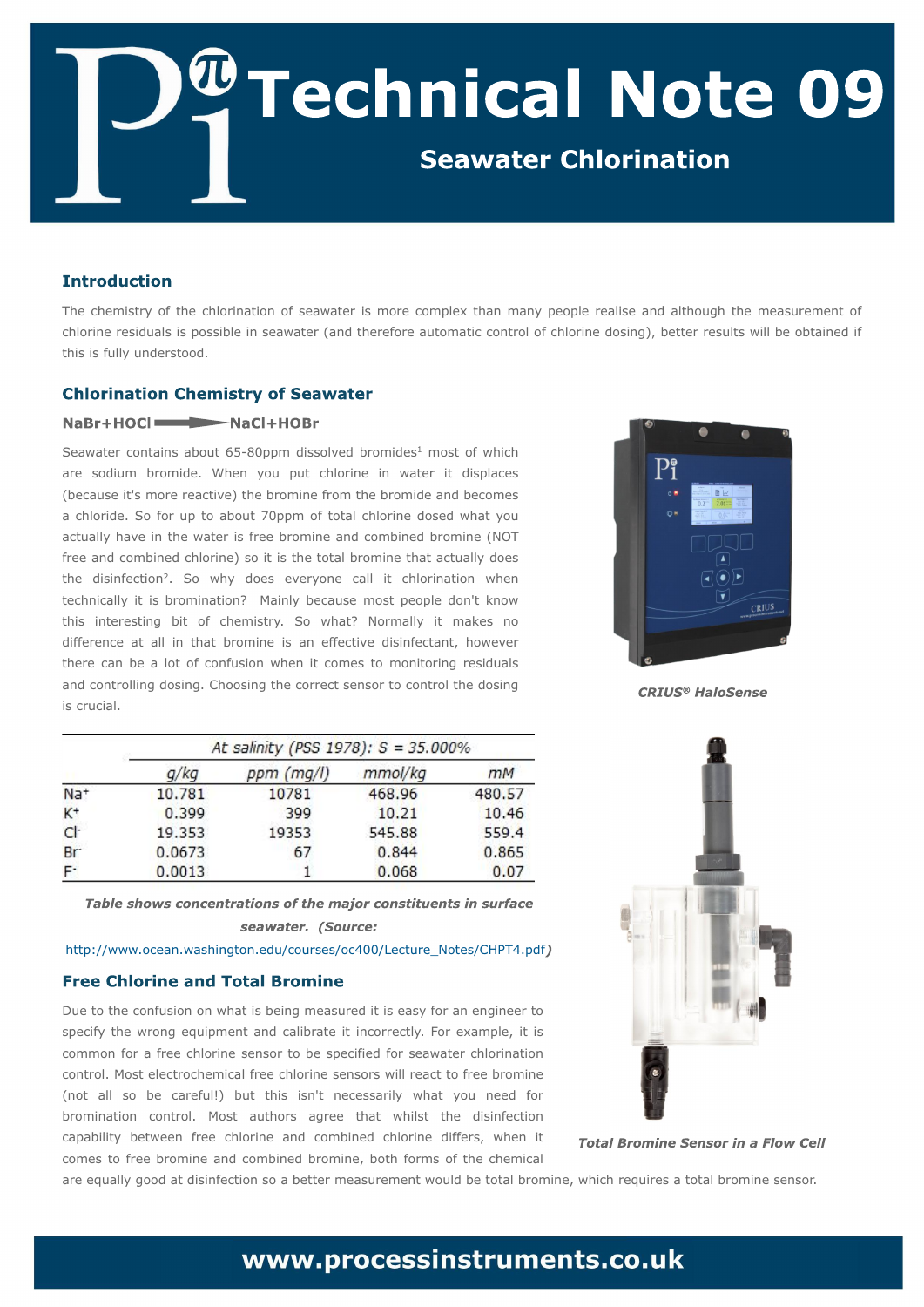# Technical Note 09

## Seawater Chlorination

### Introduction

The chemistry of the chlorination of seawater is more complex than many people realise and although the measurement of chlorine residuals is possible in seawater (and therefore automatic control of chlorine dosing), better results will be obtained if this is fully understood.

### Chlorination Chemistry of Seawater

**$NaBr + HOCl \longrightarrow NaCl + HOBr$**

Seawater contains about 65-80ppm dissolved bromides[1] most of which are sodium bromide. When you put chlorine in water it displaces (because it's more reactive) the bromine from the bromide and becomes a chloride. So for up to about 70ppm of total chlorine dosed what you actually have in the water is free bromine and combined bromine (NOT free and combined chlorine) so it is the total bromine that actually does the disinfection[2]. So why does everyone call it chlorination when technically it is bromination? Mainly because most people don't know this interesting bit of chemistry. So what? Normally it makes no difference at all in that bromine is an effective disinfectant, however there can be a lot of confusion when it comes to monitoring residuals and controlling dosing. Choosing the correct sensor to control the dosing is crucial.

*CRIUS® HaloSense*

| | At salinity (PSS 1978): S = 35.000% | | | |
|---|---|---|---|---|
| | g/kg | ppm (mg/l) | mmol/kg | mM |
| $Na^+$ | 10.781 | 10781 | 468.96 | 480.57 |
| $K^+$ | 0.399 | 399 | 10.21 | 10.46 |
| $Cl^-$ | 19.353 | 19353 | 545.88 | 559.4 |
| $Br^-$ | 0.0673 | 67 | 0.844 | 0.865 |
| $F^-$ | 0.0013 | 1 | 0.068 | 0.07 |

***Table shows concentrations of the major constituents in surface seawater. (Source:*** http://www.ocean.washington.edu/courses/oc400/Lecture_Notes/CHPT4.pdf***)***

### Free Chlorine and Total Bromine

Due to the confusion on what is being measured it is easy for an engineer to specify the wrong equipment and calibrate it incorrectly. For example, it is common for a free chlorine sensor to be specified for seawater chlorination control. Most electrochemical free chlorine sensors will react to free bromine (not all so be careful!) but this isn't necessarily what you need for bromination control. Most authors agree that whilst the disinfection capability between free chlorine and combined chlorine differs, when it comes to free bromine and combined bromine, both forms of the chemical are equally good at disinfection so a better measurement would be total bromine, which requires a total bromine sensor.

*Total Bromine Sensor in a Flow Cell*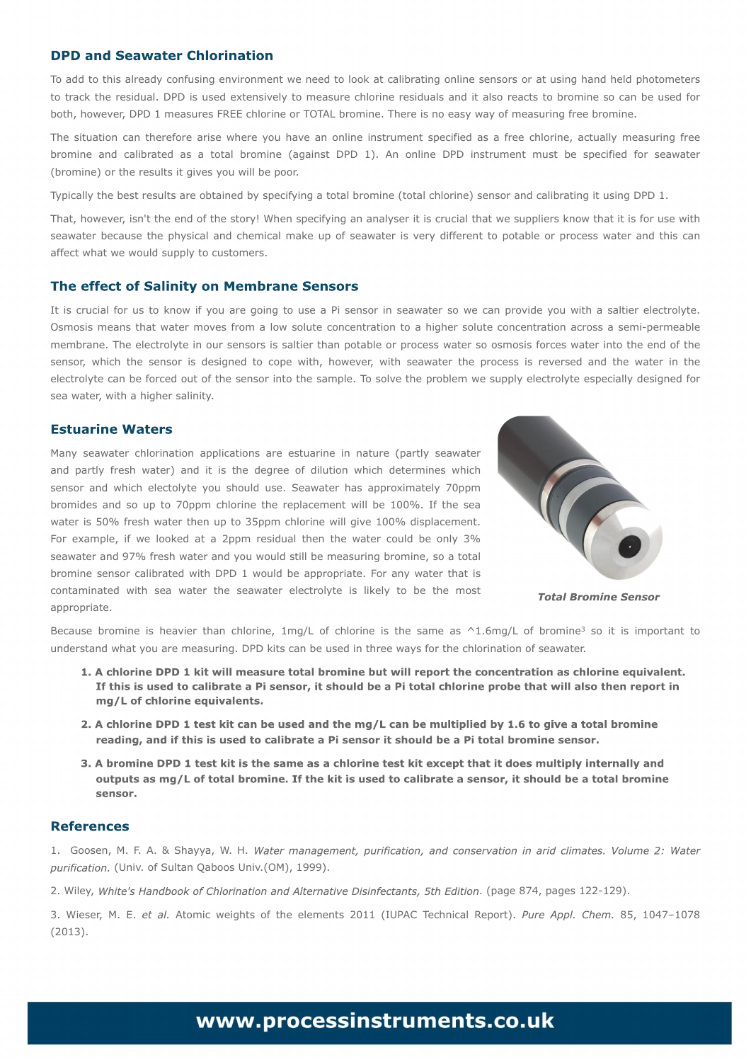## DPD and Seawater Chlorination

To add to this already confusing environment we need to look at calibrating online sensors or at using hand held photometers to track the residual. DPD is used extensively to measure chlorine residuals and it also reacts to bromine so can be used for both, however, DPD 1 measures FREE chlorine or TOTAL bromine. There is no easy way of measuring free bromine.

The situation can therefore arise where you have an online instrument specified as a free chlorine, actually measuring free bromine and calibrated as a total bromine (against DPD 1). An online DPD instrument must be specified for seawater (bromine) or the results it gives you will be poor.

Typically the best results are obtained by specifying a total bromine (total chlorine) sensor and calibrating it using DPD 1.

That, however, isn't the end of the story! When specifying an analyser it is crucial that we suppliers know that it is for use with seawater because the physical and chemical make up of seawater is very different to potable or process water and this can affect what we would supply to customers.

## The effect of Salinity on Membrane Sensors

It is crucial for us to know if you are going to use a Pi sensor in seawater so we can provide you with a saltier electrolyte. Osmosis means that water moves from a low solute concentration to a higher solute concentration across a semi-permeable membrane. The electrolyte in our sensors is saltier than potable or process water so osmosis forces water into the end of the sensor, which the sensor is designed to cope with, however, with seawater the process is reversed and the water in the electrolyte can be forced out of the sensor into the sample. To solve the problem we supply electrolyte especially designed for sea water, with a higher salinity.

## Estuarine Waters

Many seawater chlorination applications are estuarine in nature (partly seawater and partly fresh water) and it is the degree of dilution which determines which sensor and which electolyte you should use. Seawater has approximately 70ppm bromides and so up to 70ppm chlorine the replacement will be 100%. If the sea water is 50% fresh water then up to 35ppm chlorine will give 100% displacement. For example, if we looked at a 2ppm residual then the water could be only 3% seawater and 97% fresh water and you would still be measuring bromine, so a total bromine sensor calibrated with DPD 1 would be appropriate. For any water that is contaminated with sea water the seawater electrolyte is likely to be the most appropriate.

***Total Bromine Sensor***

Because bromine is heavier than chlorine, 1mg/L of chlorine is the same as ^1.6mg/L of bromine[3] so it is important to understand what you are measuring. DPD kits can be used in three ways for the chlorination of seawater.

1. **A chlorine DPD 1 kit will measure total bromine but will report the concentration as chlorine equivalent. If this is used to calibrate a Pi sensor, it should be a Pi total chlorine probe that will also then report in mg/L of chlorine equivalents.**
2. **A chlorine DPD 1 test kit can be used and the mg/L can be multiplied by 1.6 to give a total bromine reading, and if this is used to calibrate a Pi sensor it should be a Pi total bromine sensor.**
3. **A bromine DPD 1 test kit is the same as a chlorine test kit except that it does multiply internally and outputs as mg/L of total bromine. If the kit is used to calibrate a sensor, it should be a total bromine sensor.**

## References

1. Goosen, M. F. A. & Shayya, W. H. *Water management, purification, and conservation in arid climates. Volume 2: Water purification.* (Univ. of Sultan Qaboos Univ.(OM), 1999).

2. Wiley, *White's Handbook of Chlorination and Alternative Disinfectants, 5th Edition*. (page 874, pages 122-129).

3. Wieser, M. E. *et al.* Atomic weights of the elements 2011 (IUPAC Technical Report). *Pure Appl. Chem.* 85, 1047–1078 (2013).

**www.processinstruments.co.uk**